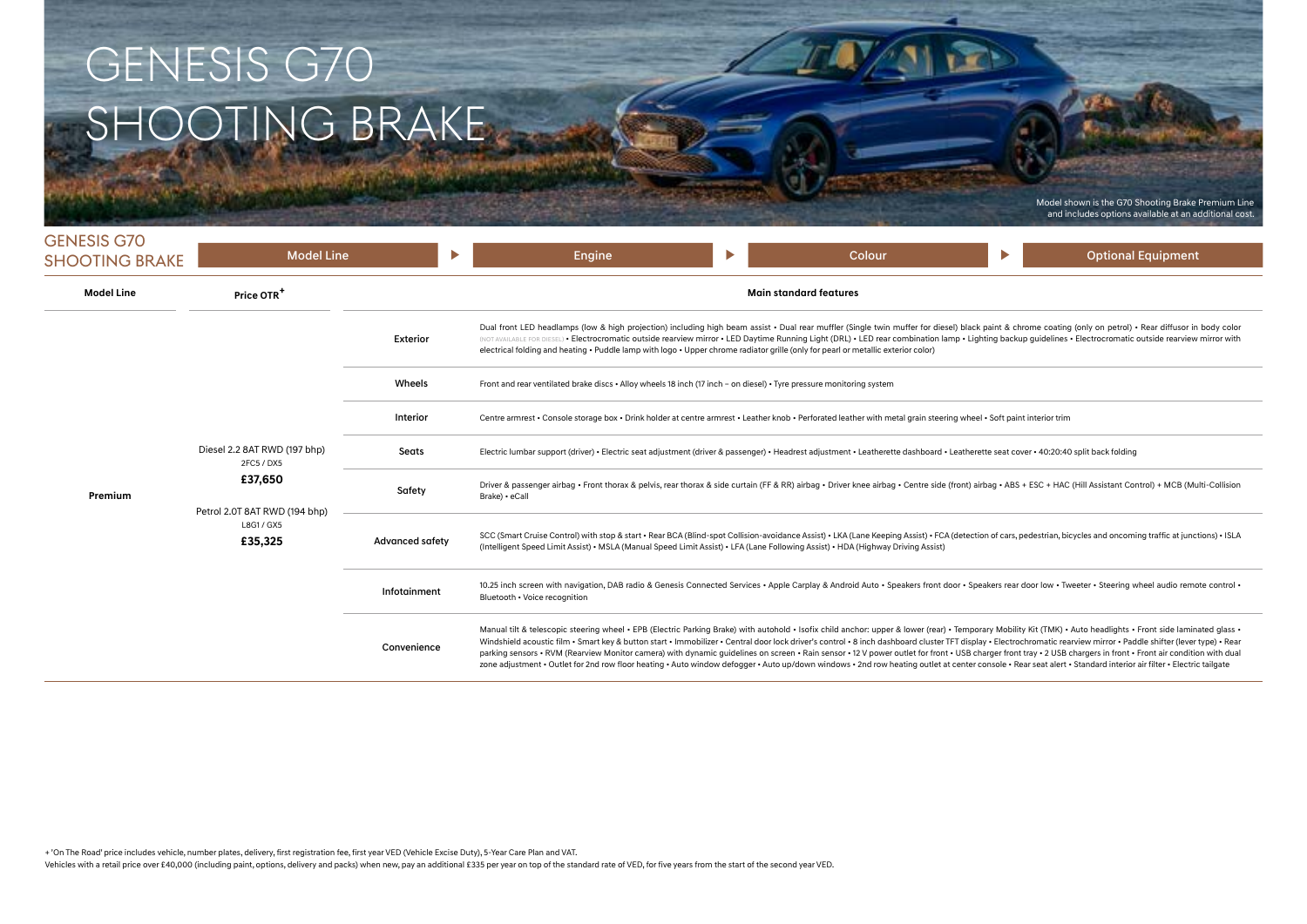# GENESIS G70 SHOOTING BRAKE

Model shown is the G70 Shooting Brake Premium Line and includes options available at an additional cost.

## GENESIS G70 SHOOTING BRAKE

Model Line ▶ Engine ▶ Colour ▶ Optional Equipment

| Model Line | Price OTR+ | | Main standard features |
|---|---|---|---|
| Premium | Diesel 2.2 8AT RWD (197 bhp) 2FC5 / DX5 **£37,650** Petrol 2.0T 8AT RWD (194 bhp) L8G1 / GX5 **£35,325** | Exterior | Dual front LED headlamps (low & high projection) including high beam assist • Dual rear muffler (Single twin muffler for diesel) black paint & chrome coating (only on petrol) • Rear diffusor in body color (NOT AVAILABLE FOR DIESEL) • Electrocromatic outside rearview mirror • LED Daytime Running Light (DRL) • LED rear combination lamp • Lighting backup guidelines • Electrocromatic outside rearview mirror with electrical folding and heating • Puddle lamp with logo • Upper chrome radiator grille (only for pearl or metallic exterior color) |
| | | Wheels | Front and rear ventilated brake discs • Alloy wheels 18 inch (17 inch – on diesel) • Tyre pressure monitoring system |
| | | Interior | Centre armrest • Console storage box • Drink holder at centre armrest • Leather knob • Perforated leather with metal grain steering wheel • Soft paint interior trim |
| | | Seats | Electric lumbar support (driver) • Electric seat adjustment (driver & passenger) • Headrest adjustment • Leatherette dashboard • Leatherette seat cover • 40:20:40 split back folding |
| | | Safety | Driver & passenger airbag • Front thorax & pelvis, rear thorax & side curtain (FF & RR) airbag • Driver knee airbag • Centre side (front) airbag • ABS + ESC + HAC (Hill Assistant Control) + MCB (Multi-Collision Brake) • eCall |
| | | Advanced safety | SCC (Smart Cruise Control) with stop & start • Rear BCA (Blind-spot Collision-avoidance Assist) • LKA (Lane Keeping Assist) • FCA (detection of cars, pedestrian, bicycles and oncoming traffic at junctions) • ISLA (Intelligent Speed Limit Assist) • MSLA (Manual Speed Limit Assist) • LFA (Lane Following Assist) • HDA (Highway Driving Assist) |
| | | Infotainment | 10.25 inch screen with navigation, DAB radio & Genesis Connected Services • Apple Carplay & Android Auto • Speakers front door • Speakers rear door low • Tweeter • Steering wheel audio remote control • Bluetooth • Voice recognition |
| | | Convenience | Manual tilt & telescopic steering wheel • EPB (Electric Parking Brake) with autohold • Isofix child anchor: upper & lower (rear) • Temporary Mobility Kit (TMK) • Auto headlights • Front side laminated glass • Windshield acoustic film • Smart key & button start • Immobilizer • Central door lock driver's control • 8 inch dashboard cluster TFT display • Electrochromatic rearview mirror • Paddle shifter (lever type) • Rear parking sensors • RVM (Rearview Monitor camera) with dynamic guidelines on screen • Rain sensor • 12 V power outlet for front • USB charger front tray • 2 USB chargers in front • Front air condition with dual zone adjustment • Outlet for 2nd row floor heating • Auto window defogger • Auto up/down windows • 2nd row heating outlet at center console • Rear seat alert • Standard interior air filter • Electric tailgate |

+ 'On The Road' price includes vehicle, number plates, delivery, first registration fee, first year VED (Vehicle Excise Duty), 5-Year Care Plan and VAT.
Vehicles with a retail price over £40,000 (including paint, options, delivery and packs) when new, pay an additional £335 per year on top of the standard rate of VED, for five years from the start of the second year VED.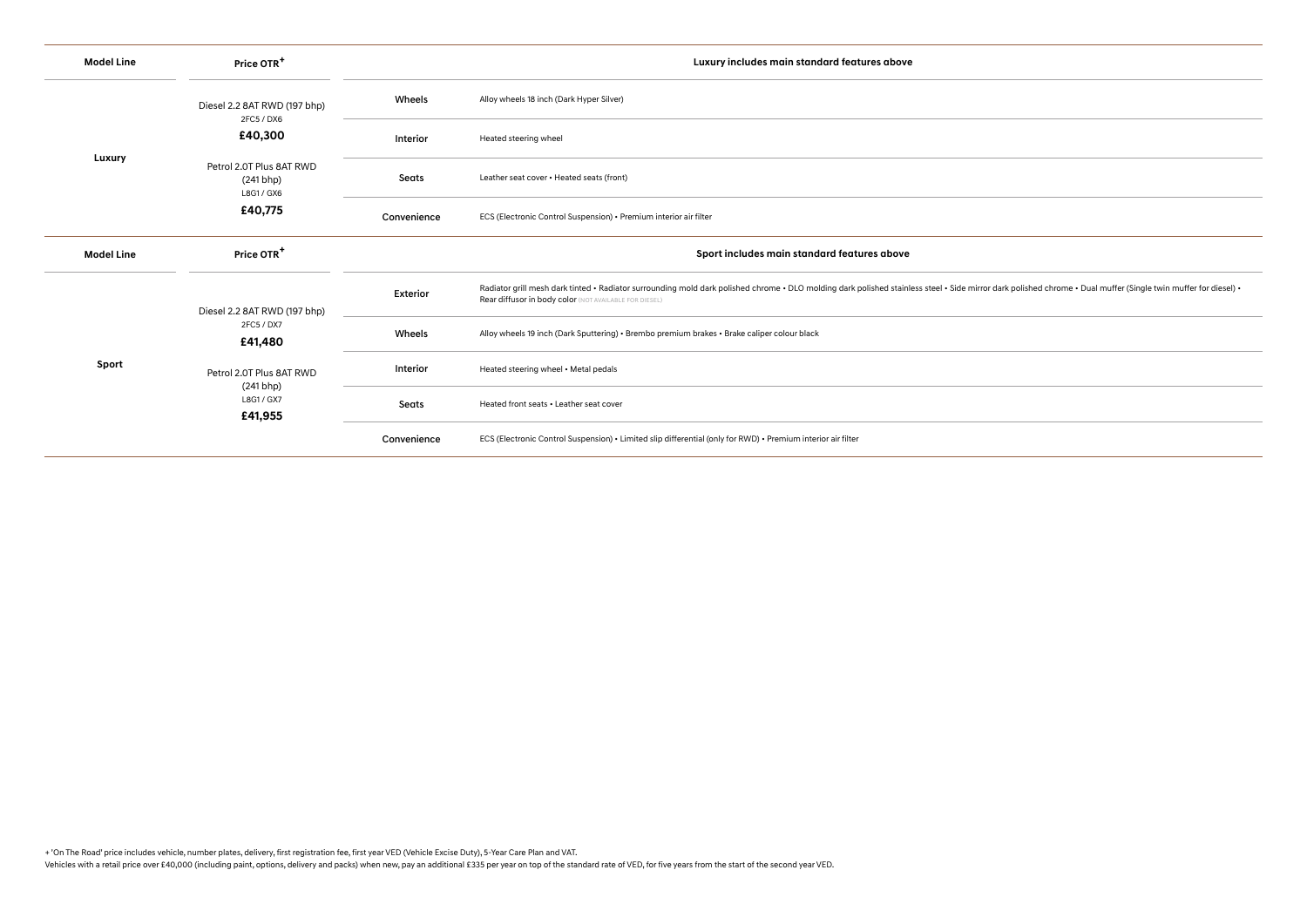| Model Line | Price OTR[+] | Luxury includes main standard features above | |
|---|---|---|---|
| Luxury | Diesel 2.2 8AT RWD (197 bhp) 2FC5 / DX6 **£40,300** Petrol 2.0T Plus 8AT RWD (241 bhp) L8G1 / GX6 **£40,775** | Wheels | Alloy wheels 18 inch (Dark Hyper Silver) |
| | | Interior | Heated steering wheel |
| | | Seats | Leather seat cover • Heated seats (front) |
| | | Convenience | ECS (Electronic Control Suspension) • Premium interior air filter |

| Model Line | Price OTR[+] | Sport includes main standard features above | |
|---|---|---|---|
| Sport | Diesel 2.2 8AT RWD (197 bhp) 2FC5 / DX7 **£41,480** Petrol 2.0T Plus 8AT RWD (241 bhp) L8G1 / GX7 **£41,955** | Exterior | Radiator grill mesh dark tinted • Radiator surrounding mold dark polished chrome • DLO molding dark polished stainless steel • Side mirror dark polished chrome • Dual muffer (Single twin muffer for diesel) • Rear diffusor in body color (NOT AVAILABLE FOR DIESEL) |
| | | Wheels | Alloy wheels 19 inch (Dark Sputtering) • Brembo premium brakes • Brake caliper colour black |
| | | Interior | Heated steering wheel • Metal pedals |
| | | Seats | Heated front seats • Leather seat cover |
| | | Convenience | ECS (Electronic Control Suspension) • Limited slip differential (only for RWD) • Premium interior air filter |

+ 'On The Road' price includes vehicle, number plates, delivery, first registration fee, first year VED (Vehicle Excise Duty), 5-Year Care Plan and VAT.

Vehicles with a retail price over £40,000 (including paint, options, delivery and packs) when new, pay an additional £335 per year on top of the standard rate of VED, for five years from the start of the second year VED.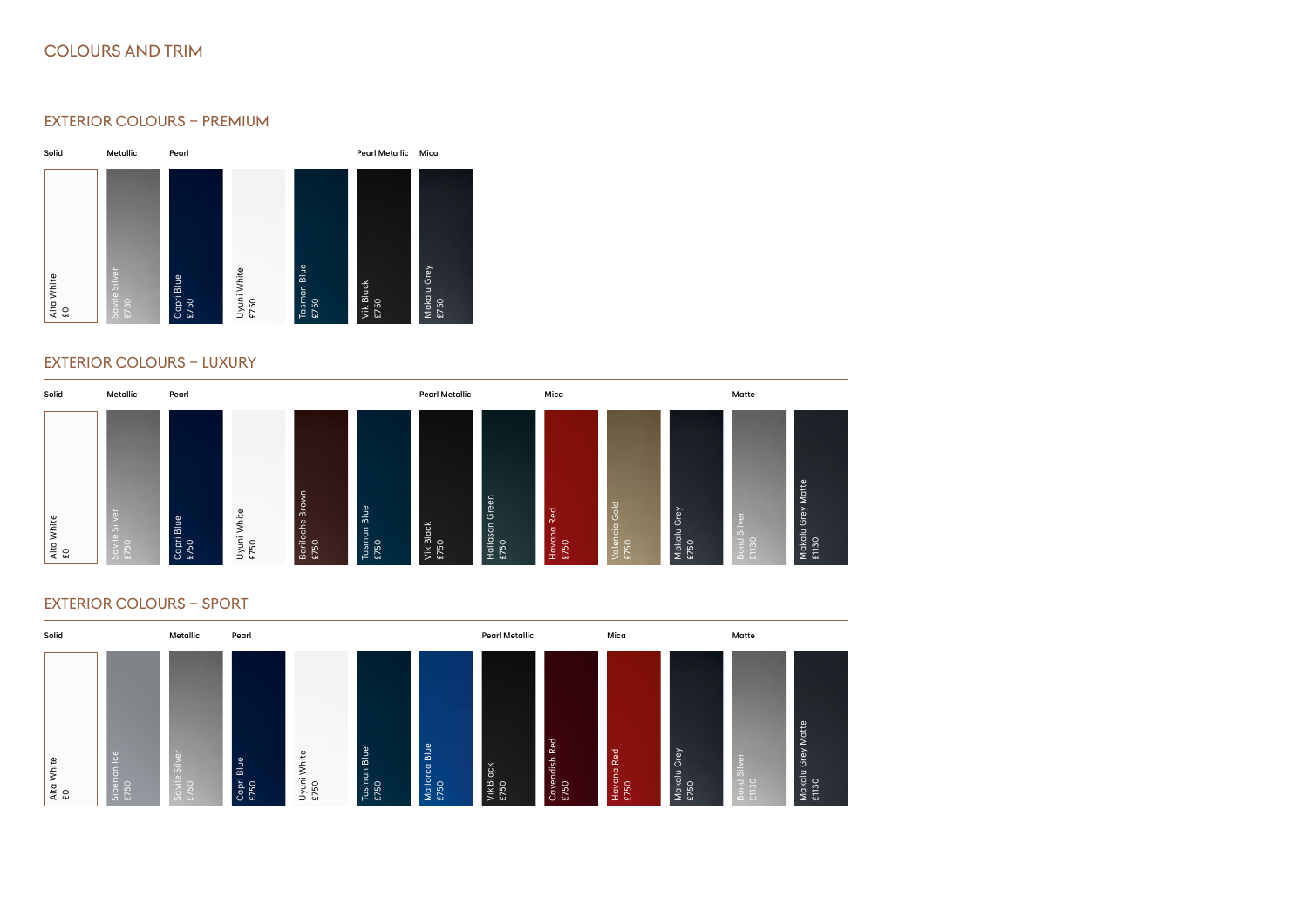# COLOURS AND TRIM

## EXTERIOR COLOURS – PREMIUM

| Finish | Colour | Price |
|---|---|---|
| Solid | Alta White | £0 |
| Metallic | Savile Silver | £750 |
| Pearl | Capri Blue | £750 |
| Pearl | Uyuni White | £750 |
| Pearl | Tasman Blue | £750 |
| Pearl Metallic | Vik Black | £750 |
| Mica | Makalu Grey | £750 |

## EXTERIOR COLOURS – LUXURY

| Finish | Colour | Price |
|---|---|---|
| Solid | Alta White | £0 |
| Metallic | Savile Silver | £750 |
| Pearl | Capri Blue | £750 |
| Pearl | Uyuni White | £750 |
| Pearl | Bariloche Brown | £750 |
| Pearl | Tasman Blue | £750 |
| Pearl Metallic | Vik Black | £750 |
| Pearl Metallic | Hallasan Green | £750 |
| Mica | Havana Red | £750 |
| Mica | Valencia Gold | £750 |
| Mica | Makalu Grey | £750 |
| Matte | Bond Silver | £1130 |
| Matte | Makalu Grey Matte | £1130 |

## EXTERIOR COLOURS – SPORT

| Finish | Colour | Price |
|---|---|---|
| Solid | Alta White | £0 |
| Solid | Siberian Ice | £750 |
| Metallic | Savile Silver | £750 |
| Pearl | Capri Blue | £750 |
| Pearl | Uyuni White | £750 |
| Pearl | Tasman Blue | £750 |
| Pearl | Mallorca Blue | £750 |
| Pearl Metallic | Vik Black | £750 |
| Pearl Metallic | Cavendish Red | £750 |
| Mica | Havana Red | £750 |
| Mica | Makalu Grey | £750 |
| Matte | Bond Silver | £1130 |
| Matte | Makalu Grey Matte | £1130 |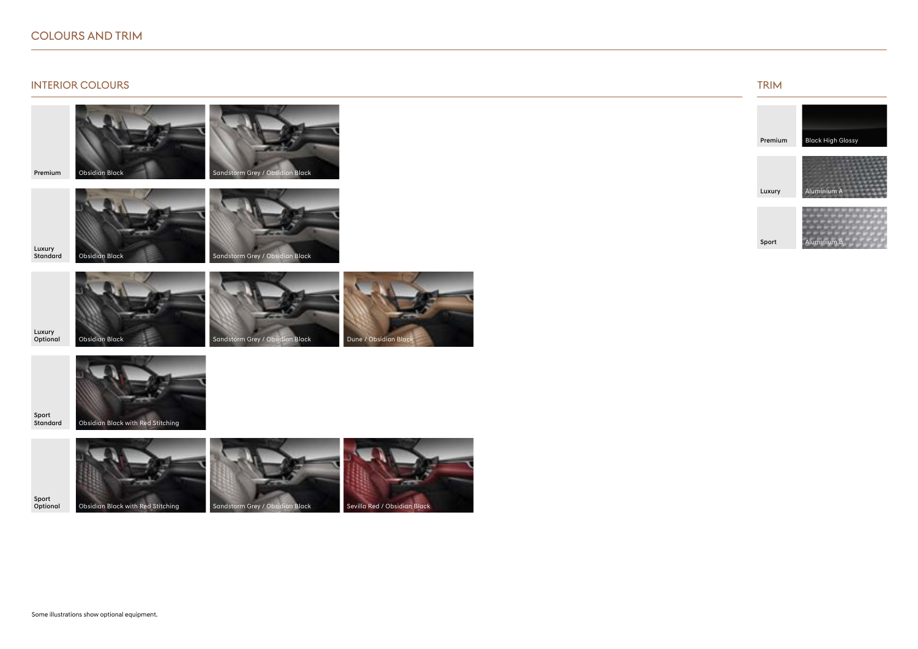# COLOURS AND TRIM

## INTERIOR COLOURS

| | | | |
|---|---|---|---|
| Premium | Obsidian Black | Sandstorm Grey / Obsidian Black | |
| Luxury Standard | Obsidian Black | Sandstorm Grey / Obsidian Black | |
| Luxury Optional | Obsidian Black | Sandstorm Grey / Obsidian Black | Dune / Obsidian Black |
| Sport Standard | Obsidian Black with Red Stitching | | |
| Sport Optional | Obsidian Black with Red Stitching | Sandstorm Grey / Obsidian Black | Sevilla Red / Obsidian Black |

## TRIM

| | |
|---|---|
| Premium | Black High Glossy |
| Luxury | Aluminium A |
| Sport | Aluminium B |

Some illustrations show optional equipment.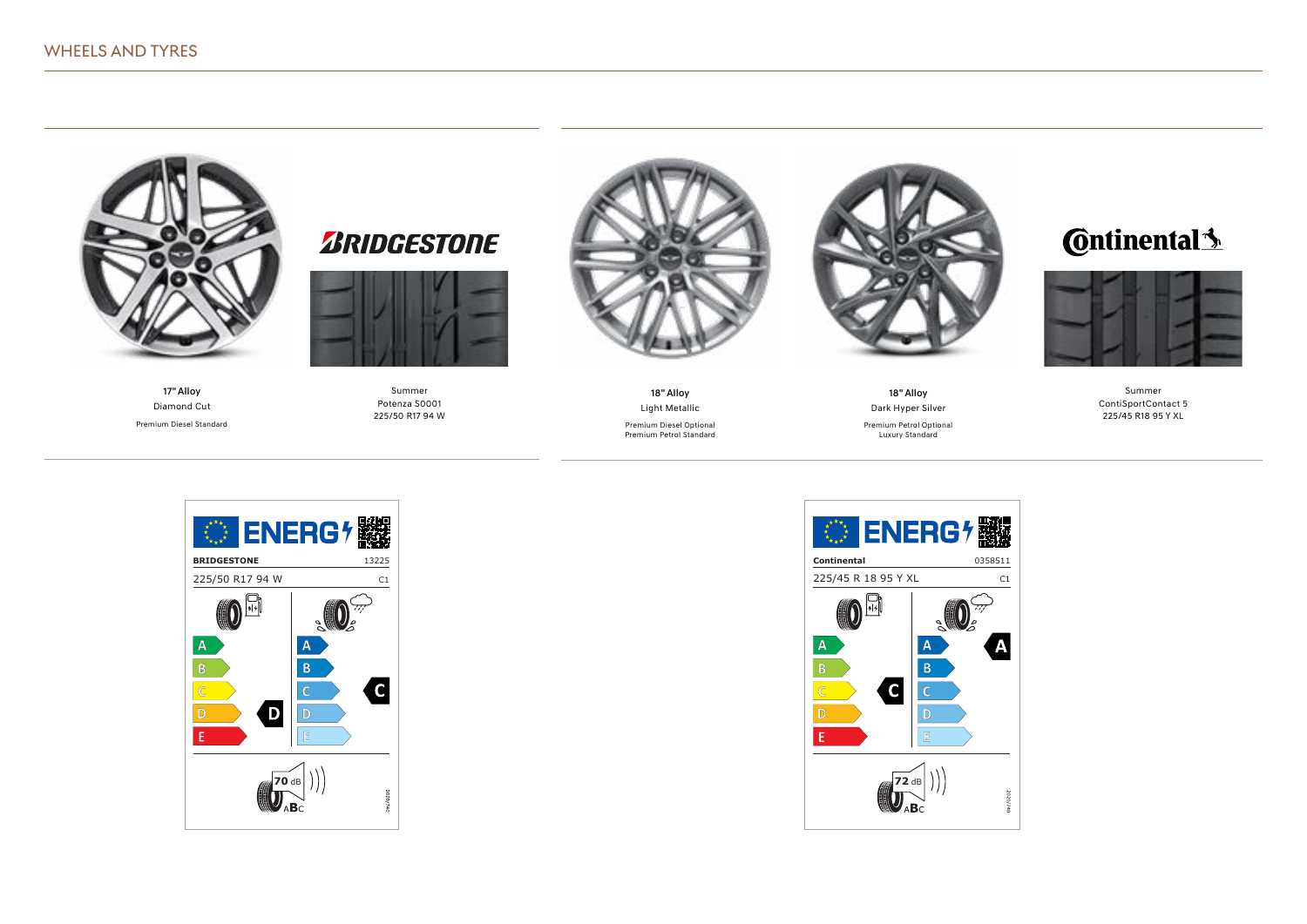# WHEELS AND TYRES

**17" Alloy**
Diamond Cut
Premium Diesel Standard

BRIDGESTONE

Summer
Potenza S0001
225/50 R17 94 W

**18" Alloy**
Light Metallic
Premium Diesel Optional
Premium Petrol Standard

**18" Alloy**
Dark Hyper Silver
Premium Petrol Optional
Luxury Standard

Continental

Summer
ContiSportContact 5
225/45 R18 95 Y XL

ENERGY

**BRIDGESTONE** 13225
225/50 R17 94 W C1

Fuel efficiency: D
Wet grip: C
70 dB ABC

2020/740

ENERGY

**Continental** 0358511
225/45 R 18 95 Y XL C1

Fuel efficiency: C
Wet grip: A
72 dB ABC

2020/740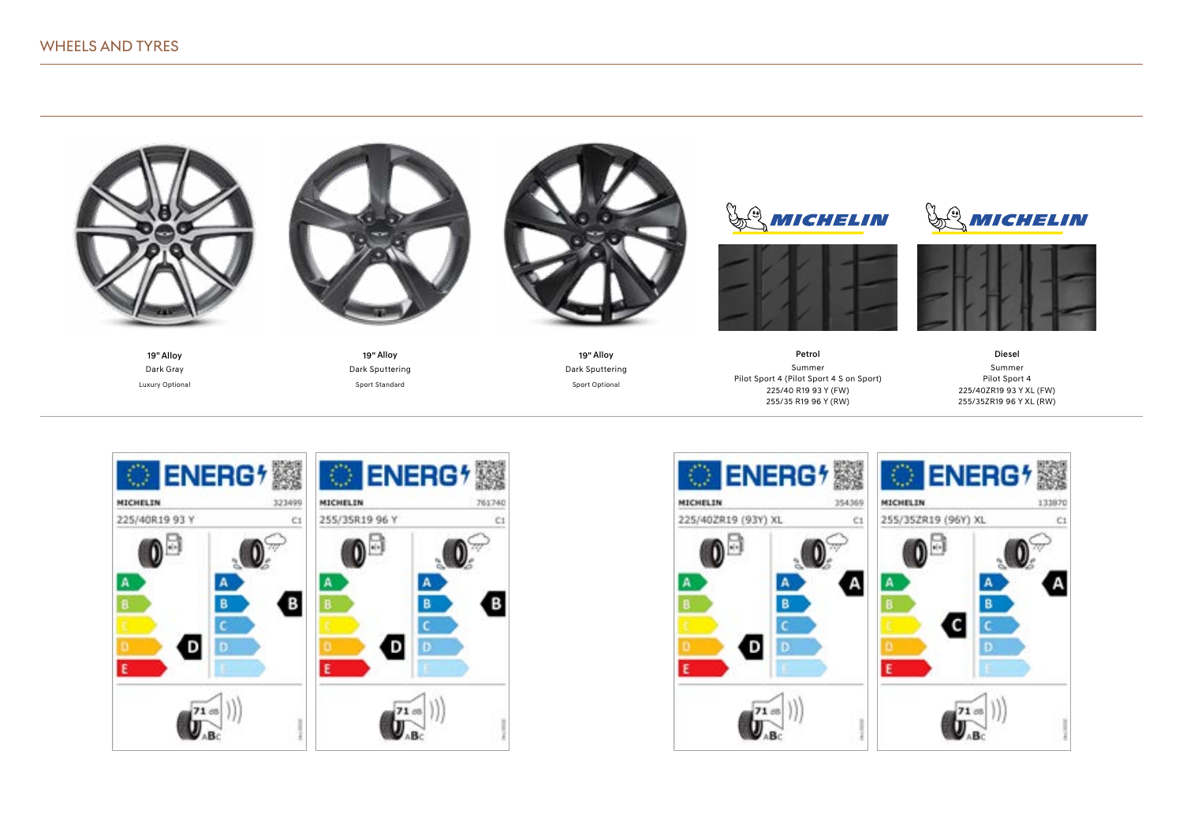# WHEELS AND TYRES

**19" Alloy**
Dark Gray
Luxury Optional

**19" Alloy**
Dark Sputtering
Sport Standard

**19" Alloy**
Dark Sputtering
Sport Optional

**Petrol**
Summer
Pilot Sport 4 (Pilot Sport 4 S on Sport)
225/40 R19 93 Y (FW)
255/35 R19 96 Y (RW)

**Diesel**
Summer
Pilot Sport 4
225/40ZR19 93 Y XL (FW)
255/35ZR19 96 Y XL (RW)

| | MICHELIN 323499 | MICHELIN 761740 | MICHELIN 354369 | MICHELIN 133870 |
|---|---|---|---|---|
| Tyre size | 225/40R19 93 Y | 255/35R19 96 Y | 225/40ZR19 (93Y) XL | 255/35ZR19 (96Y) XL |
| Class | C1 | C1 | C1 | C1 |
| Fuel efficiency | D | D | D | C |
| Wet grip | B | B | A | A |
| Noise | 71 dB, B | 71 dB, B | 71 dB, B | 71 dB, B |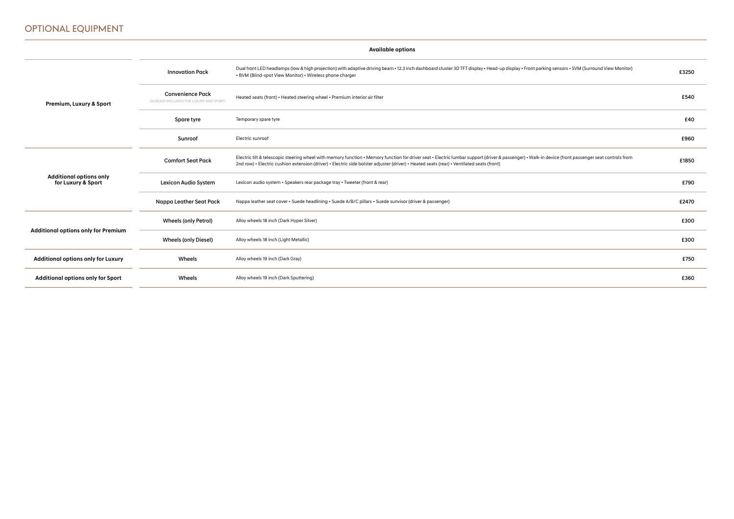# OPTIONAL EQUIPMENT

| | Available options | | |
|---|---|---|---|
| **Premium, Luxury & Sport** | **Innovation Pack** | Dual front LED headlamps (low & high projection) with adaptive driving beam • 12.3 inch dashboard cluster 3D TFT display • Head-up display • Front parking sensors • SVM (Surround View Monitor) • BVM (Blind-spot View Monitor) • Wireless phone charger | **£3250** |
| | **Convenience Pack** (ALREADY INCLUDED FOR LUXURY AND SPORT) | Heated seats (front) • Heated steering wheel • Premium interior air filter | **£540** |
| | **Spare tyre** | Temporary spare tyre | **£40** |
| | **Sunroof** | Electric sunroof | **£960** |
| **Additional options only for Luxury & Sport** | **Comfort Seat Pack** | Electric tilt & telescopic steering wheel with memory function • Memory function for driver seat • Electric lumbar support (driver & passenger) • Walk-in device (front passenger seat controls from 2nd row) • Electric cushion extension (driver) • Electric side bolster adjuster (driver) • Heated seats (rear) • Ventilated seats (front) | **£1850** |
| | **Lexicon Audio System** | Lexicon audio system • Speakers rear package tray • Tweeter (front & rear) | **£790** |
| | **Nappa Leather Seat Pack** | Nappa leather seat cover • Suede headlining • Suede A/B/C pillars • Suede sunvisor (driver & passenger) | **£2470** |
| **Additional options only for Premium** | **Wheels (only Petrol)** | Alloy wheels 18 inch (Dark Hyper Silver) | **£300** |
| | **Wheels (only Diesel)** | Alloy wheels 18 inch (Light Metallic) | **£300** |
| **Additional options only for Luxury** | **Wheels** | Alloy wheels 19 inch (Dark Gray) | **£750** |
| **Additional options only for Sport** | **Wheels** | Alloy wheels 19 inch (Dark Sputtering) | **£360** |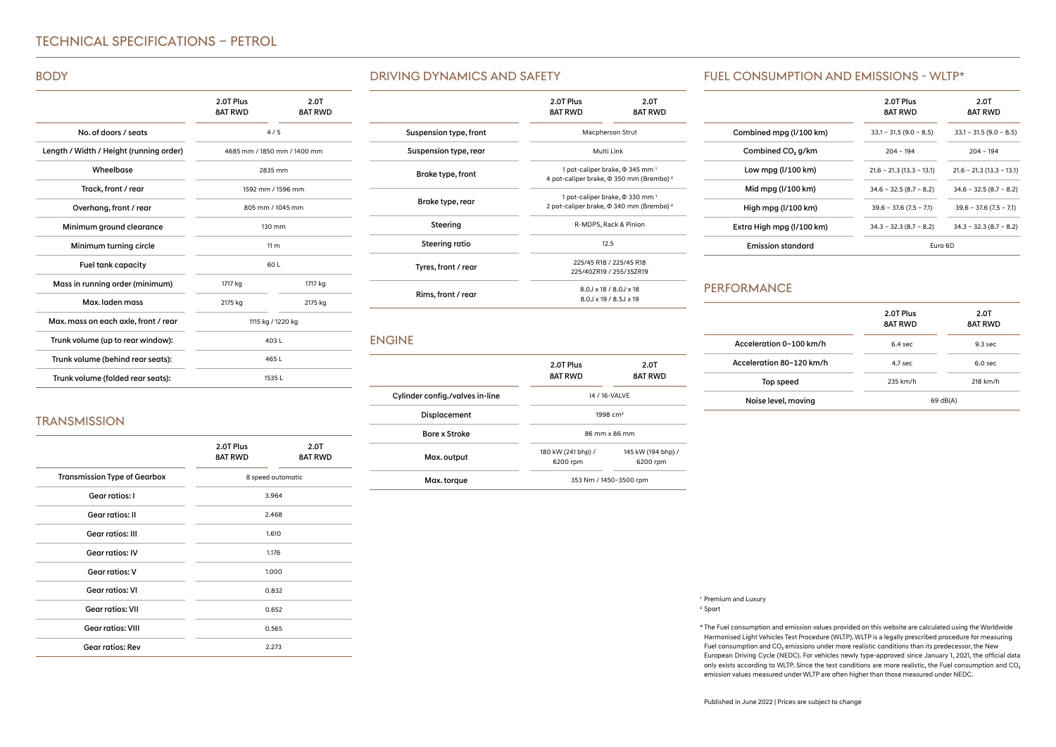# TECHNICAL SPECIFICATIONS – PETROL

## BODY

| | 2.0T Plus 8AT RWD | 2.0T 8AT RWD |
|---|---|---|
| No. of doors / seats | 4 / 5 | |
| Length / Width / Height (running order) | 4685 mm / 1850 mm / 1400 mm | |
| Wheelbase | 2835 mm | |
| Track, front / rear | 1592 mm / 1596 mm | |
| Overhang, front / rear | 805 mm / 1045 mm | |
| Minimum ground clearance | 130 mm | |
| Minimum turning circle | 11 m | |
| Fuel tank capacity | 60 L | |
| Mass in running order (minimum) | 1717 kg | 1717 kg |
| Max. laden mass | 2175 kg | 2175 kg |
| Max. mass on each axle, front / rear | 1115 kg / 1220 kg | |
| Trunk volume (up to rear window): | 403 L | |
| Trunk volume (behind rear seats): | 465 L | |
| Trunk volume (folded rear seats): | 1535 L | |

## TRANSMISSION

| | 2.0T Plus 8AT RWD | 2.0T 8AT RWD |
|---|---|---|
| Transmission Type of Gearbox | 8 speed automatic | |
| Gear ratios: I | 3.964 | |
| Gear ratios: II | 2.468 | |
| Gear ratios: III | 1.610 | |
| Gear ratios: IV | 1.176 | |
| Gear ratios: V | 1.000 | |
| Gear ratios: VI | 0.832 | |
| Gear ratios: VII | 0.652 | |
| Gear ratios: VIII | 0.565 | |
| Gear ratios: Rev | 2.273 | |

## DRIVING DYNAMICS AND SAFETY

| | 2.0T Plus 8AT RWD | 2.0T 8AT RWD |
|---|---|---|
| Suspension type, front | Macpherson Strut | |
| Suspension type, rear | Multi Link | |
| Brake type, front | 1 pot-caliper brake, Φ 345 mm [1]<br>4 pot-caliper brake, Φ 350 mm (Brembo) [2] | |
| Brake type, rear | 1 pot-caliper brake, Φ 330 mm [1]<br>2 pot-caliper brake, Φ 340 mm (Brembo) [2] | |
| Steering | R-MDPS, Rack & Pinion | |
| Steering ratio | 12.5 | |
| Tyres, front / rear | 225/45 R18 / 225/45 R18<br>225/40ZR19 / 255/35ZR19 | |
| Rims, front / rear | 8.0J x 18 / 8.0J x 18<br>8.0J x 19 / 8.5J x 19 | |

## ENGINE

| | 2.0T Plus 8AT RWD | 2.0T 8AT RWD |
|---|---|---|
| Cylinder config./valves in-line | I4 / 16-VALVE | |
| Displacement | 1998 cm³ | |
| Bore x Stroke | 86 mm x 86 mm | |
| Max. output | 180 kW (241 bhp) / 6200 rpm | 145 kW (194 bhp) / 6200 rpm |
| Max. torque | 353 Nm / 1450–3500 rpm | |

## FUEL CONSUMPTION AND EMISSIONS - WLTP*

| | 2.0T Plus 8AT RWD | 2.0T 8AT RWD |
|---|---|---|
| Combined mpg (l/100 km) | 33.1 – 31.5 (9.0 – 8.5) | 33.1 – 31.5 (9.0 – 8.5) |
| Combined $CO_2$ g/km | 204 – 194 | 204 – 194 |
| Low mpg (l/100 km) | 21.6 – 21.3 (13.3 – 13.1) | 21.6 – 21.3 (13.3 – 13.1) |
| Mid mpg (l/100 km) | 34.6 – 32.5 (8.7 – 8.2) | 34.6 – 32.5 (8.7 – 8.2) |
| High mpg (l/100 km) | 39.6 – 37.6 (7.5 – 7.1) | 39.6 – 37.6 (7.5 – 7.1) |
| Extra High mpg (l/100 km) | 34.3 – 32.3 (8.7 – 8.2) | 34.3 – 32.3 (8.7 – 8.2) |
| Emission standard | Euro 6D | |

## PERFORMANCE

| | 2.0T Plus 8AT RWD | 2.0T 8AT RWD |
|---|---|---|
| Acceleration 0–100 km/h | 6.4 sec | 9.3 sec |
| Acceleration 80–120 km/h | 4.7 sec | 6.0 sec |
| Top speed | 235 km/h | 218 km/h |
| Noise level, moving | 69 dB(A) | |

[1] Premium and Luxury

[2] Sport

* The Fuel consumption and emission values provided on this website are calculated using the Worldwide Harmonised Light Vehicles Test Procedure (WLTP). WLTP is a legally prescribed procedure for measuring Fuel consumption and $CO_2$ emissions under more realistic conditions than its predecessor, the New European Driving Cycle (NEDC). For vehicles newly type-approved since January 1, 2021, the official data only exists according to WLTP. Since the test conditions are more realistic, the Fuel consumption and $CO_2$ emission values measured under WLTP are often higher than those measured under NEDC.

Published in June 2022 | Prices are subject to change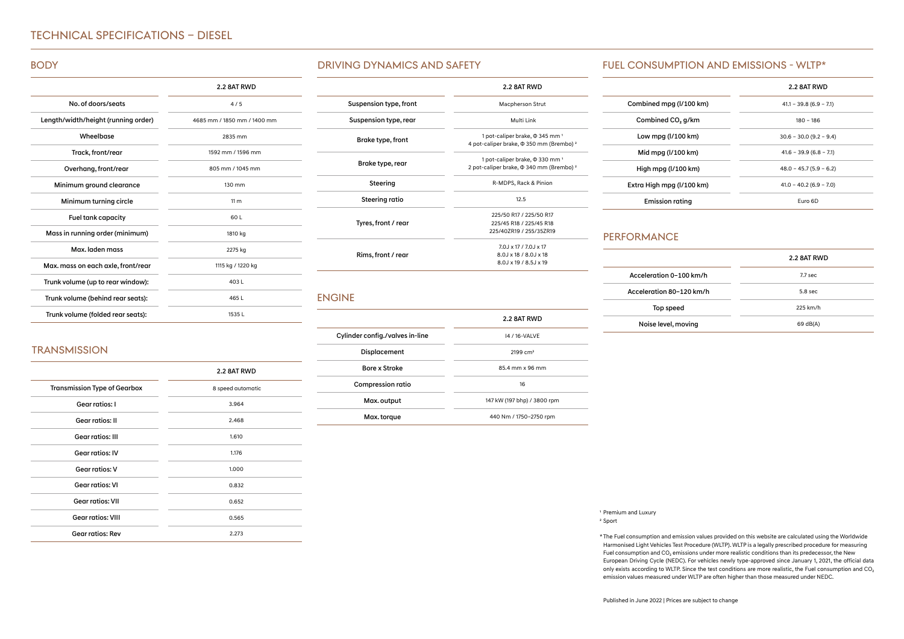# TECHNICAL SPECIFICATIONS – DIESEL

## BODY

| | 2.2 8AT RWD |
|---|---|
| No. of doors/seats | 4 / 5 |
| Length/width/height (running order) | 4685 mm / 1850 mm / 1400 mm |
| Wheelbase | 2835 mm |
| Track, front/rear | 1592 mm / 1596 mm |
| Overhang, front/rear | 805 mm / 1045 mm |
| Minimum ground clearance | 130 mm |
| Minimum turning circle | 11 m |
| Fuel tank capacity | 60 L |
| Mass in running order (minimum) | 1810 kg |
| Max. laden mass | 2275 kg |
| Max. mass on each axle, front/rear | 1115 kg / 1220 kg |
| Trunk volume (up to rear window): | 403 L |
| Trunk volume (behind rear seats): | 465 L |
| Trunk volume (folded rear seats): | 1535 L |

## TRANSMISSION

| | 2.2 8AT RWD |
|---|---|
| Transmission Type of Gearbox | 8 speed automatic |
| Gear ratios: I | 3.964 |
| Gear ratios: II | 2.468 |
| Gear ratios: III | 1.610 |
| Gear ratios: IV | 1.176 |
| Gear ratios: V | 1.000 |
| Gear ratios: VI | 0.832 |
| Gear ratios: VII | 0.652 |
| Gear ratios: VIII | 0.565 |
| Gear ratios: Rev | 2.273 |

## DRIVING DYNAMICS AND SAFETY

| | 2.2 8AT RWD |
|---|---|
| Suspension type, front | Macpherson Strut |
| Suspension type, rear | Multi Link |
| Brake type, front | 1 pot-caliper brake, Φ 345 mm [1]<br>4 pot-caliper brake, Φ 350 mm (Brembo) [2] |
| Brake type, rear | 1 pot-caliper brake, Φ 330 mm [1]<br>2 pot-caliper brake, Φ 340 mm (Brembo) [2] |
| Steering | R-MDPS, Rack & Pinion |
| Steering ratio | 12.5 |
| Tyres, front / rear | 225/50 R17 / 225/50 R17<br>225/45 R18 / 225/45 R18<br>225/40ZR19 / 255/35ZR19 |
| Rims, front / rear | 7.0J x 17 / 7.0J x 17<br>8.0J x 18 / 8.0J x 18<br>8.0J x 19 / 8.5J x 19 |

## ENGINE

| | 2.2 8AT RWD |
|---|---|
| Cylinder config./valves in-line | I4 / 16-VALVE |
| Displacement | 2199 cm³ |
| Bore x Stroke | 85.4 mm x 96 mm |
| Compression ratio | 16 |
| Max. output | 147 kW (197 bhp) / 3800 rpm |
| Max. torque | 440 Nm / 1750–2750 rpm |

## FUEL CONSUMPTION AND EMISSIONS - WLTP*

| | 2.2 8AT RWD |
|---|---|
| Combined mpg (l/100 km) | 41.1 – 39.8 (6.9 – 7.1) |
| Combined $CO_2$ g/km | 180 – 186 |
| Low mpg (l/100 km) | 30.6 – 30.0 (9.2 – 9.4) |
| Mid mpg (l/100 km) | 41.6 – 39.9 (6.8 – 7.1) |
| High mpg (l/100 km) | 48.0 – 45.7 (5.9 – 6.2) |
| Extra High mpg (l/100 km) | 41.0 – 40.2 (6.9 – 7.0) |
| Emission rating | Euro 6D |

## PERFORMANCE

| | 2.2 8AT RWD |
|---|---|
| Acceleration 0–100 km/h | 7.7 sec |
| Acceleration 80–120 km/h | 5.8 sec |
| Top speed | 225 km/h |
| Noise level, moving | 69 dB(A) |

[1] Premium and Luxury
[2] Sport

* The Fuel consumption and emission values provided on this website are calculated using the Worldwide Harmonised Light Vehicles Test Procedure (WLTP). WLTP is a legally prescribed procedure for measuring Fuel consumption and $CO_2$ emissions under more realistic conditions than its predecessor, the New European Driving Cycle (NEDC). For vehicles newly type-approved since January 1, 2021, the official data only exists according to WLTP. Since the test conditions are more realistic, the Fuel consumption and $CO_2$ emission values measured under WLTP are often higher than those measured under NEDC.

Published in June 2022 | Prices are subject to change